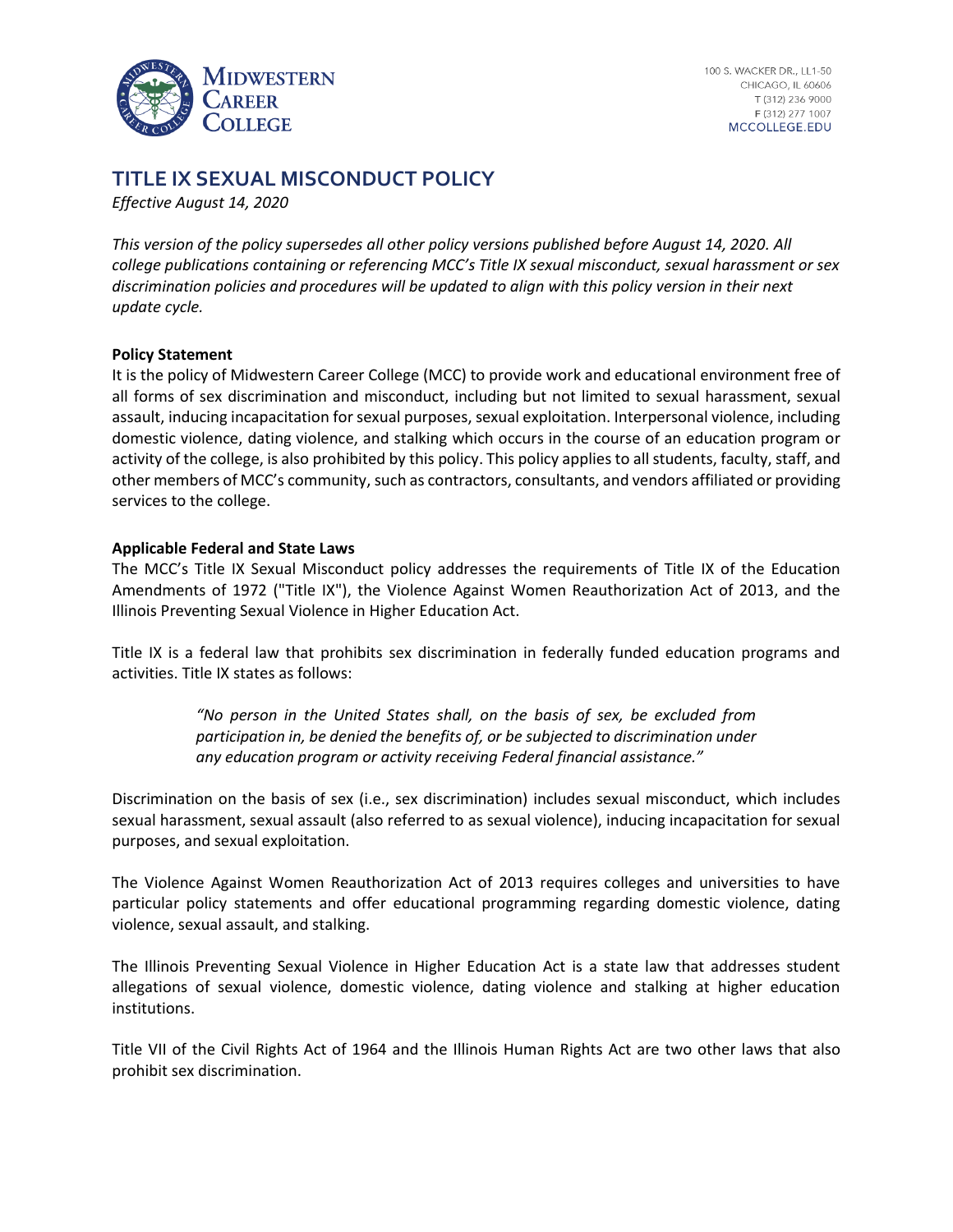# TITLE IX SEXUAL MISCONDUCT POLICY

*Effective August 14, 2020*

*This version of the policy supersedes all other policy versions published before August 14, 2020. All college publications containing or referencing MCC's Title IX sexual misconduct, sexual harassment or sex discrimination policies and procedures will be updated to align with this policy version in their next update cycle.*

**Policy Statement**

It is the policy of Midwestern Career College (MCC) to provide work and educational environment free of all forms of sex discrimination and misconduct, including but not limited to sexual harassment, sexual assault, inducing incapacitation for sexual purposes, sexual exploitation. Interpersonal violence, including domestic violence, dating violence, and stalking which occurs in the course of an education program or activity of the college, is also prohibited by this policy. This policy applies to all students, faculty, staff, and other members of MCC's community, such as contractors, consultants, and vendors affiliated or providing services to the college.

**Applicable Federal and State Laws**

The MCC's Title IX Sexual Misconduct policy addresses the requirements of Title IX of the Education Amendments of 1972 ("Title IX"), the Violence Against Women Reauthorization Act of 2013, and the Illinois Preventing Sexual Violence in Higher Education Act.

Title IX is a federal law that prohibits sex discrimination in federally funded education programs and activities. Title IX states as follows:

> *"No person in the United States shall, on the basis of sex, be excluded from participation in, be denied the benefits of, or be subjected to discrimination under any education program or activity receiving Federal financial assistance."*

Discrimination on the basis of sex (i.e., sex discrimination) includes sexual misconduct, which includes sexual harassment, sexual assault (also referred to as sexual violence), inducing incapacitation for sexual purposes, and sexual exploitation.

The Violence Against Women Reauthorization Act of 2013 requires colleges and universities to have particular policy statements and offer educational programming regarding domestic violence, dating violence, sexual assault, and stalking.

The Illinois Preventing Sexual Violence in Higher Education Act is a state law that addresses student allegations of sexual violence, domestic violence, dating violence and stalking at higher education institutions.

Title VII of the Civil Rights Act of 1964 and the Illinois Human Rights Act are two other laws that also prohibit sex discrimination.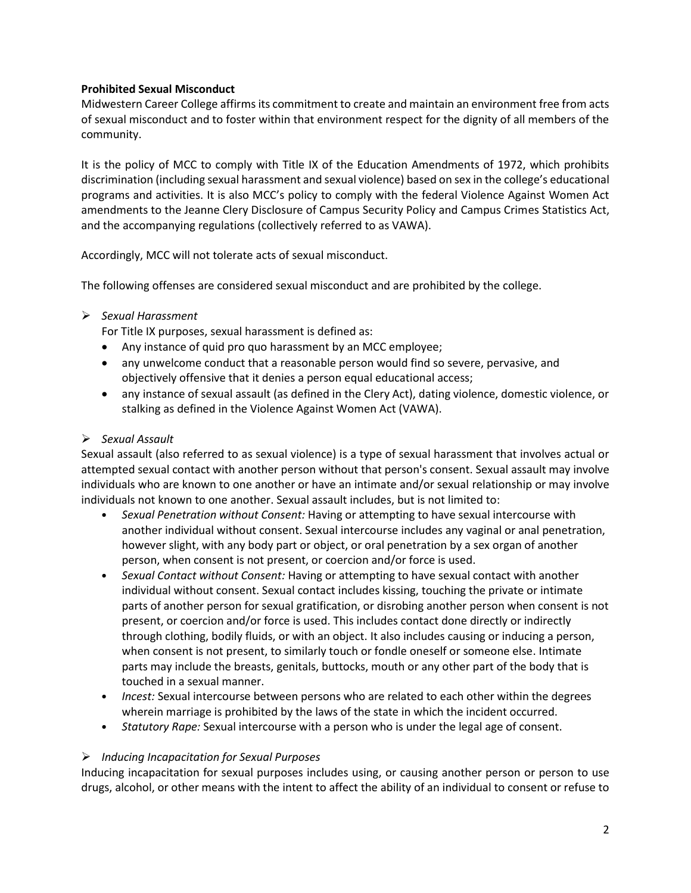**Prohibited Sexual Misconduct**

Midwestern Career College affirms its commitment to create and maintain an environment free from acts of sexual misconduct and to foster within that environment respect for the dignity of all members of the community.

It is the policy of MCC to comply with Title IX of the Education Amendments of 1972, which prohibits discrimination (including sexual harassment and sexual violence) based on sex in the college's educational programs and activities. It is also MCC's policy to comply with the federal Violence Against Women Act amendments to the Jeanne Clery Disclosure of Campus Security Policy and Campus Crimes Statistics Act, and the accompanying regulations (collectively referred to as VAWA).

Accordingly, MCC will not tolerate acts of sexual misconduct.

The following offenses are considered sexual misconduct and are prohibited by the college.

- *Sexual Harassment*

  For Title IX purposes, sexual harassment is defined as:
  - Any instance of quid pro quo harassment by an MCC employee;
  - any unwelcome conduct that a reasonable person would find so severe, pervasive, and objectively offensive that it denies a person equal educational access;
  - any instance of sexual assault (as defined in the Clery Act), dating violence, domestic violence, or stalking as defined in the Violence Against Women Act (VAWA).

- *Sexual Assault*

Sexual assault (also referred to as sexual violence) is a type of sexual harassment that involves actual or attempted sexual contact with another person without that person's consent. Sexual assault may involve individuals who are known to one another or have an intimate and/or sexual relationship or may involve individuals not known to one another. Sexual assault includes, but is not limited to:

- *Sexual Penetration without Consent:* Having or attempting to have sexual intercourse with another individual without consent. Sexual intercourse includes any vaginal or anal penetration, however slight, with any body part or object, or oral penetration by a sex organ of another person, when consent is not present, or coercion and/or force is used.
- *Sexual Contact without Consent:* Having or attempting to have sexual contact with another individual without consent. Sexual contact includes kissing, touching the private or intimate parts of another person for sexual gratification, or disrobing another person when consent is not present, or coercion and/or force is used. This includes contact done directly or indirectly through clothing, bodily fluids, or with an object. It also includes causing or inducing a person, when consent is not present, to similarly touch or fondle oneself or someone else. Intimate parts may include the breasts, genitals, buttocks, mouth or any other part of the body that is touched in a sexual manner.
- *Incest:* Sexual intercourse between persons who are related to each other within the degrees wherein marriage is prohibited by the laws of the state in which the incident occurred.
- *Statutory Rape:* Sexual intercourse with a person who is under the legal age of consent.

- *Inducing Incapacitation for Sexual Purposes*

Inducing incapacitation for sexual purposes includes using, or causing another person or person to use drugs, alcohol, or other means with the intent to affect the ability of an individual to consent or refuse to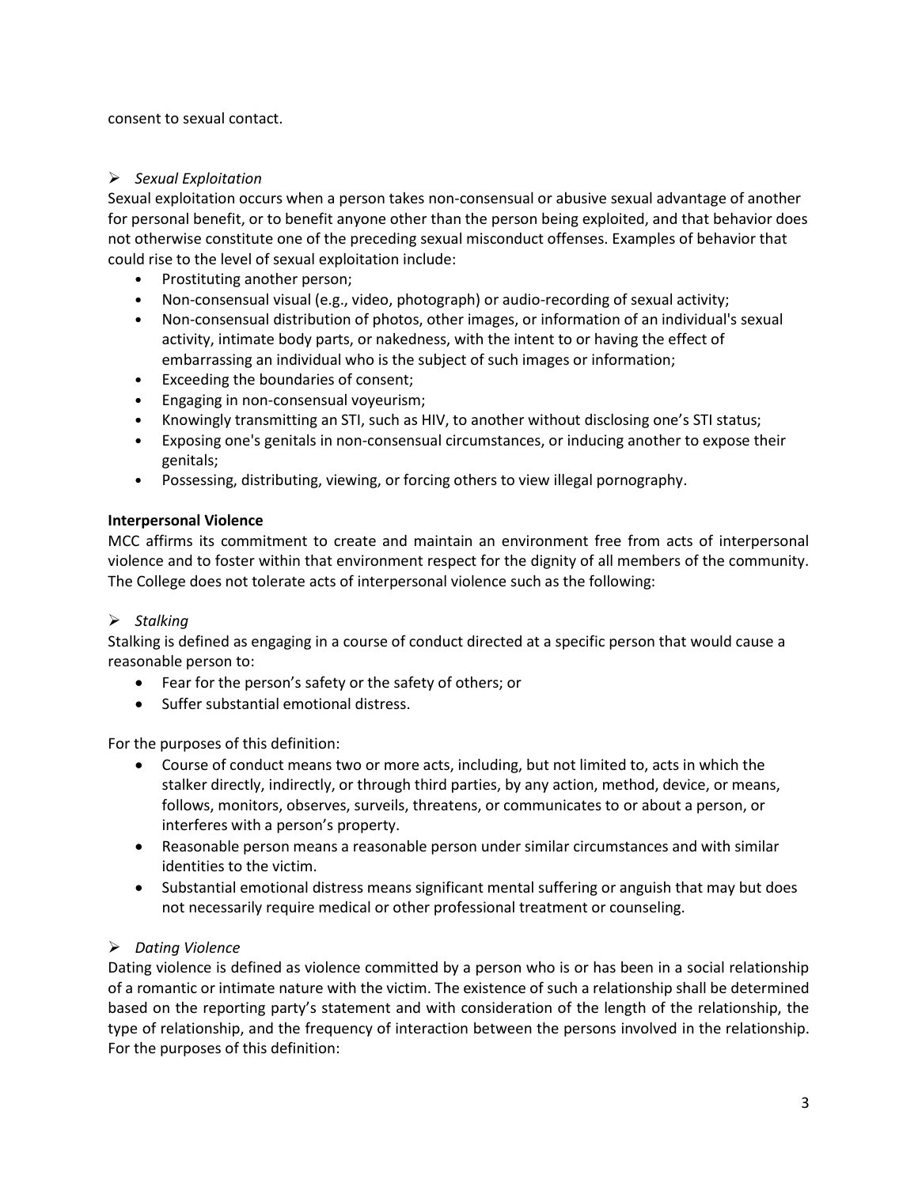consent to sexual contact.

➢ *Sexual Exploitation*

Sexual exploitation occurs when a person takes non-consensual or abusive sexual advantage of another for personal benefit, or to benefit anyone other than the person being exploited, and that behavior does not otherwise constitute one of the preceding sexual misconduct offenses. Examples of behavior that could rise to the level of sexual exploitation include:

- Prostituting another person;
- Non-consensual visual (e.g., video, photograph) or audio-recording of sexual activity;
- Non-consensual distribution of photos, other images, or information of an individual's sexual activity, intimate body parts, or nakedness, with the intent to or having the effect of embarrassing an individual who is the subject of such images or information;
- Exceeding the boundaries of consent;
- Engaging in non-consensual voyeurism;
- Knowingly transmitting an STI, such as HIV, to another without disclosing one's STI status;
- Exposing one's genitals in non-consensual circumstances, or inducing another to expose their genitals;
- Possessing, distributing, viewing, or forcing others to view illegal pornography.

**Interpersonal Violence**

MCC affirms its commitment to create and maintain an environment free from acts of interpersonal violence and to foster within that environment respect for the dignity of all members of the community. The College does not tolerate acts of interpersonal violence such as the following:

➢ *Stalking*

Stalking is defined as engaging in a course of conduct directed at a specific person that would cause a reasonable person to:

- Fear for the person's safety or the safety of others; or
- Suffer substantial emotional distress.

For the purposes of this definition:

- Course of conduct means two or more acts, including, but not limited to, acts in which the stalker directly, indirectly, or through third parties, by any action, method, device, or means, follows, monitors, observes, surveils, threatens, or communicates to or about a person, or interferes with a person's property.
- Reasonable person means a reasonable person under similar circumstances and with similar identities to the victim.
- Substantial emotional distress means significant mental suffering or anguish that may but does not necessarily require medical or other professional treatment or counseling.

➢ *Dating Violence*

Dating violence is defined as violence committed by a person who is or has been in a social relationship of a romantic or intimate nature with the victim. The existence of such a relationship shall be determined based on the reporting party's statement and with consideration of the length of the relationship, the type of relationship, and the frequency of interaction between the persons involved in the relationship. For the purposes of this definition: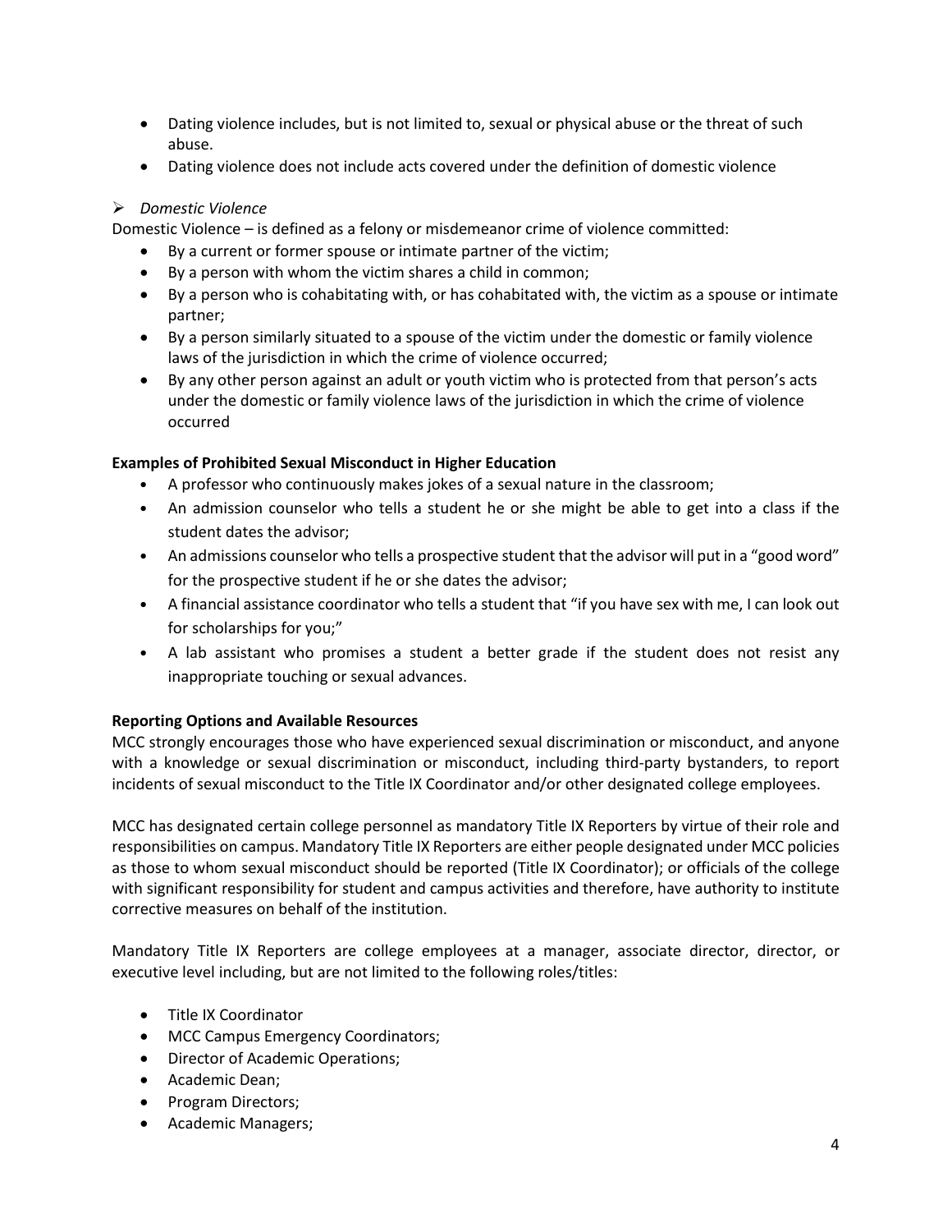- Dating violence includes, but is not limited to, sexual or physical abuse or the threat of such abuse.
- Dating violence does not include acts covered under the definition of domestic violence

➢ *Domestic Violence*

Domestic Violence – is defined as a felony or misdemeanor crime of violence committed:

- By a current or former spouse or intimate partner of the victim;
- By a person with whom the victim shares a child in common;
- By a person who is cohabitating with, or has cohabitated with, the victim as a spouse or intimate partner;
- By a person similarly situated to a spouse of the victim under the domestic or family violence laws of the jurisdiction in which the crime of violence occurred;
- By any other person against an adult or youth victim who is protected from that person's acts under the domestic or family violence laws of the jurisdiction in which the crime of violence occurred

**Examples of Prohibited Sexual Misconduct in Higher Education**

- A professor who continuously makes jokes of a sexual nature in the classroom;
- An admission counselor who tells a student he or she might be able to get into a class if the student dates the advisor;
- An admissions counselor who tells a prospective student that the advisor will put in a "good word" for the prospective student if he or she dates the advisor;
- A financial assistance coordinator who tells a student that "if you have sex with me, I can look out for scholarships for you;"
- A lab assistant who promises a student a better grade if the student does not resist any inappropriate touching or sexual advances.

**Reporting Options and Available Resources**

MCC strongly encourages those who have experienced sexual discrimination or misconduct, and anyone with a knowledge or sexual discrimination or misconduct, including third-party bystanders, to report incidents of sexual misconduct to the Title IX Coordinator and/or other designated college employees.

MCC has designated certain college personnel as mandatory Title IX Reporters by virtue of their role and responsibilities on campus. Mandatory Title IX Reporters are either people designated under MCC policies as those to whom sexual misconduct should be reported (Title IX Coordinator); or officials of the college with significant responsibility for student and campus activities and therefore, have authority to institute corrective measures on behalf of the institution.

Mandatory Title IX Reporters are college employees at a manager, associate director, director, or executive level including, but are not limited to the following roles/titles:

- Title IX Coordinator
- MCC Campus Emergency Coordinators;
- Director of Academic Operations;
- Academic Dean;
- Program Directors;
- Academic Managers;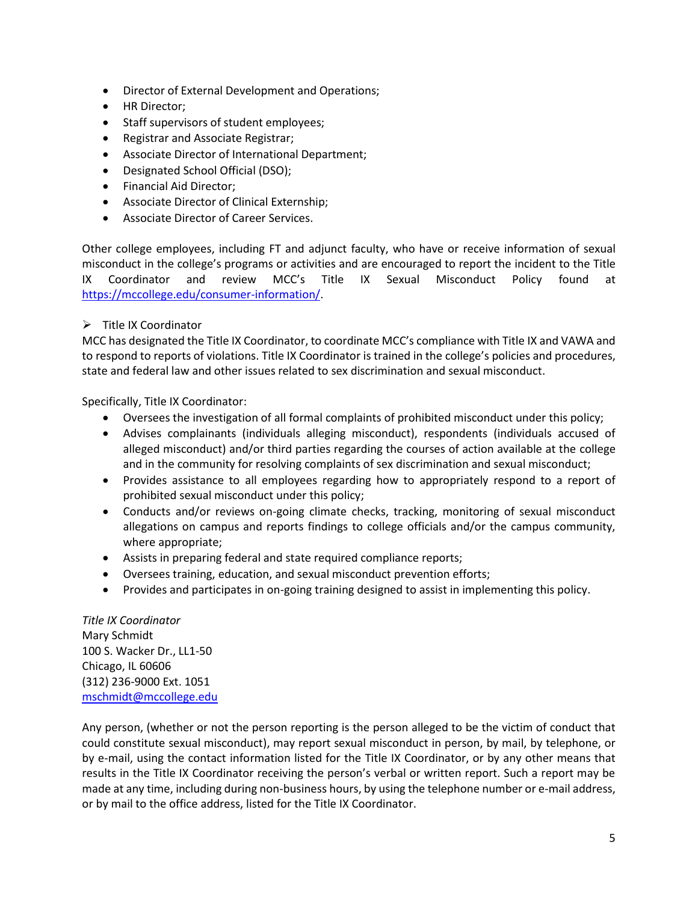- Director of External Development and Operations;
- HR Director;
- Staff supervisors of student employees;
- Registrar and Associate Registrar;
- Associate Director of International Department;
- Designated School Official (DSO);
- Financial Aid Director;
- Associate Director of Clinical Externship;
- Associate Director of Career Services.

Other college employees, including FT and adjunct faculty, who have or receive information of sexual misconduct in the college's programs or activities and are encouraged to report the incident to the Title IX Coordinator and review MCC's Title IX Sexual Misconduct Policy found at [https://mccollege.edu/consumer-information/](https://mccollege.edu/consumer-information/).

➢ Title IX Coordinator

MCC has designated the Title IX Coordinator, to coordinate MCC's compliance with Title IX and VAWA and to respond to reports of violations. Title IX Coordinator is trained in the college's policies and procedures, state and federal law and other issues related to sex discrimination and sexual misconduct.

Specifically, Title IX Coordinator:

- Oversees the investigation of all formal complaints of prohibited misconduct under this policy;
- Advises complainants (individuals alleging misconduct), respondents (individuals accused of alleged misconduct) and/or third parties regarding the courses of action available at the college and in the community for resolving complaints of sex discrimination and sexual misconduct;
- Provides assistance to all employees regarding how to appropriately respond to a report of prohibited sexual misconduct under this policy;
- Conducts and/or reviews on-going climate checks, tracking, monitoring of sexual misconduct allegations on campus and reports findings to college officials and/or the campus community, where appropriate;
- Assists in preparing federal and state required compliance reports;
- Oversees training, education, and sexual misconduct prevention efforts;
- Provides and participates in on-going training designed to assist in implementing this policy.

*Title IX Coordinator*
Mary Schmidt
100 S. Wacker Dr., LL1-50
Chicago, IL 60606
(312) 236-9000 Ext. 1051
[mschmidt@mccollege.edu](mailto:mschmidt@mccollege.edu)

Any person, (whether or not the person reporting is the person alleged to be the victim of conduct that could constitute sexual misconduct), may report sexual misconduct in person, by mail, by telephone, or by e-mail, using the contact information listed for the Title IX Coordinator, or by any other means that results in the Title IX Coordinator receiving the person's verbal or written report. Such a report may be made at any time, including during non-business hours, by using the telephone number or e-mail address, or by mail to the office address, listed for the Title IX Coordinator.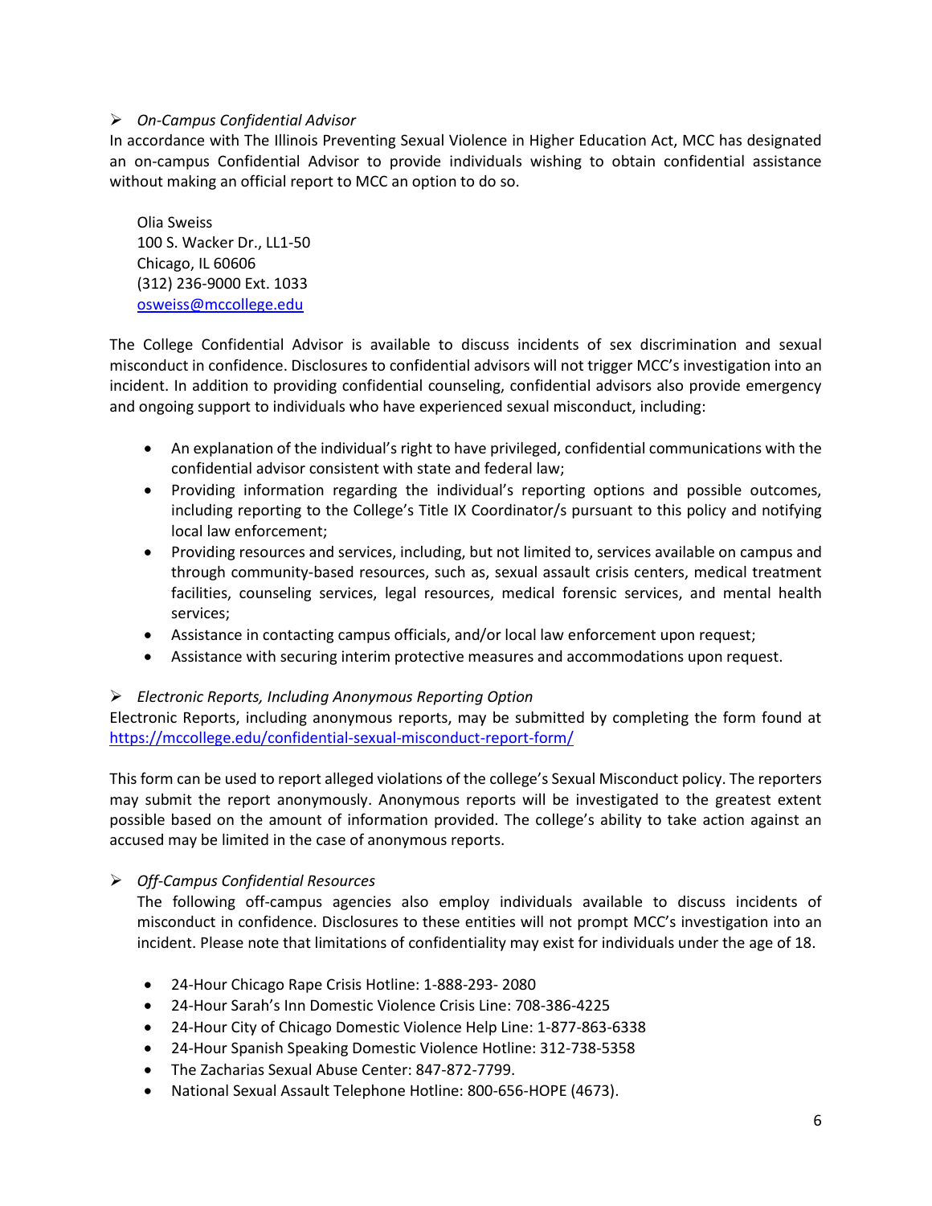➢ *On-Campus Confidential Advisor*

In accordance with The Illinois Preventing Sexual Violence in Higher Education Act, MCC has designated an on-campus Confidential Advisor to provide individuals wishing to obtain confidential assistance without making an official report to MCC an option to do so.

Olia Sweiss  
100 S. Wacker Dr., LL1-50  
Chicago, IL 60606  
(312) 236-9000 Ext. 1033  
osweiss@mccollege.edu

The College Confidential Advisor is available to discuss incidents of sex discrimination and sexual misconduct in confidence. Disclosures to confidential advisors will not trigger MCC's investigation into an incident. In addition to providing confidential counseling, confidential advisors also provide emergency and ongoing support to individuals who have experienced sexual misconduct, including:

- An explanation of the individual's right to have privileged, confidential communications with the confidential advisor consistent with state and federal law;
- Providing information regarding the individual's reporting options and possible outcomes, including reporting to the College's Title IX Coordinator/s pursuant to this policy and notifying local law enforcement;
- Providing resources and services, including, but not limited to, services available on campus and through community-based resources, such as, sexual assault crisis centers, medical treatment facilities, counseling services, legal resources, medical forensic services, and mental health services;
- Assistance in contacting campus officials, and/or local law enforcement upon request;
- Assistance with securing interim protective measures and accommodations upon request.

➢ *Electronic Reports, Including Anonymous Reporting Option*

Electronic Reports, including anonymous reports, may be submitted by completing the form found at https://mccollege.edu/confidential-sexual-misconduct-report-form/

This form can be used to report alleged violations of the college's Sexual Misconduct policy. The reporters may submit the report anonymously. Anonymous reports will be investigated to the greatest extent possible based on the amount of information provided. The college's ability to take action against an accused may be limited in the case of anonymous reports.

➢ *Off-Campus Confidential Resources*

The following off-campus agencies also employ individuals available to discuss incidents of misconduct in confidence. Disclosures to these entities will not prompt MCC's investigation into an incident. Please note that limitations of confidentiality may exist for individuals under the age of 18.

- 24-Hour Chicago Rape Crisis Hotline: 1-888-293- 2080
- 24-Hour Sarah's Inn Domestic Violence Crisis Line: 708-386-4225
- 24-Hour City of Chicago Domestic Violence Help Line: 1-877-863-6338
- 24-Hour Spanish Speaking Domestic Violence Hotline: 312-738-5358
- The Zacharias Sexual Abuse Center: 847-872-7799.
- National Sexual Assault Telephone Hotline: 800-656-HOPE (4673).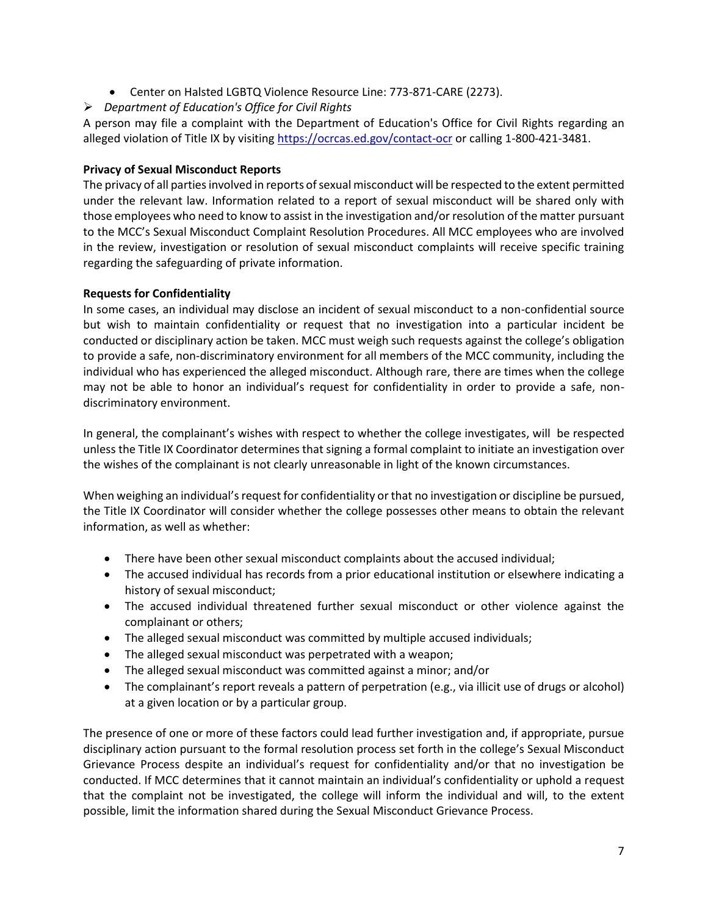- Center on Halsted LGBTQ Violence Resource Line: 773-871-CARE (2273).

➢ *Department of Education's Office for Civil Rights*

A person may file a complaint with the Department of Education's Office for Civil Rights regarding an alleged violation of Title IX by visiting https://ocrcas.ed.gov/contact-ocr or calling 1-800-421-3481.

**Privacy of Sexual Misconduct Reports**

The privacy of all parties involved in reports of sexual misconduct will be respected to the extent permitted under the relevant law. Information related to a report of sexual misconduct will be shared only with those employees who need to know to assist in the investigation and/or resolution of the matter pursuant to the MCC's Sexual Misconduct Complaint Resolution Procedures. All MCC employees who are involved in the review, investigation or resolution of sexual misconduct complaints will receive specific training regarding the safeguarding of private information.

**Requests for Confidentiality**

In some cases, an individual may disclose an incident of sexual misconduct to a non-confidential source but wish to maintain confidentiality or request that no investigation into a particular incident be conducted or disciplinary action be taken. MCC must weigh such requests against the college's obligation to provide a safe, non-discriminatory environment for all members of the MCC community, including the individual who has experienced the alleged misconduct. Although rare, there are times when the college may not be able to honor an individual's request for confidentiality in order to provide a safe, non-discriminatory environment.

In general, the complainant's wishes with respect to whether the college investigates, will be respected unless the Title IX Coordinator determines that signing a formal complaint to initiate an investigation over the wishes of the complainant is not clearly unreasonable in light of the known circumstances.

When weighing an individual's request for confidentiality or that no investigation or discipline be pursued, the Title IX Coordinator will consider whether the college possesses other means to obtain the relevant information, as well as whether:

- There have been other sexual misconduct complaints about the accused individual;
- The accused individual has records from a prior educational institution or elsewhere indicating a history of sexual misconduct;
- The accused individual threatened further sexual misconduct or other violence against the complainant or others;
- The alleged sexual misconduct was committed by multiple accused individuals;
- The alleged sexual misconduct was perpetrated with a weapon;
- The alleged sexual misconduct was committed against a minor; and/or
- The complainant's report reveals a pattern of perpetration (e.g., via illicit use of drugs or alcohol) at a given location or by a particular group.

The presence of one or more of these factors could lead further investigation and, if appropriate, pursue disciplinary action pursuant to the formal resolution process set forth in the college's Sexual Misconduct Grievance Process despite an individual's request for confidentiality and/or that no investigation be conducted. If MCC determines that it cannot maintain an individual's confidentiality or uphold a request that the complaint not be investigated, the college will inform the individual and will, to the extent possible, limit the information shared during the Sexual Misconduct Grievance Process.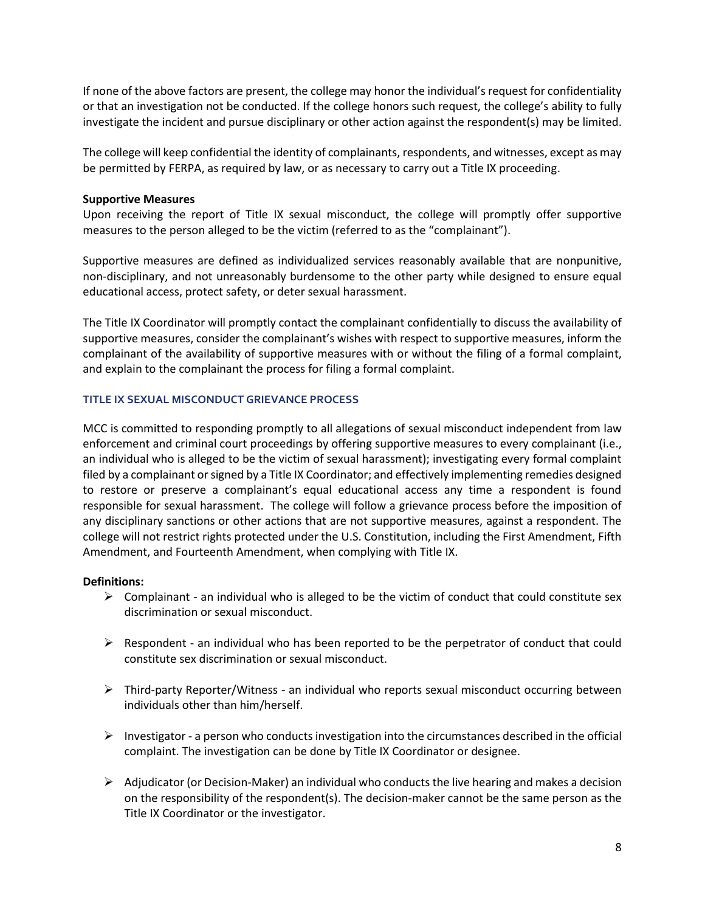If none of the above factors are present, the college may honor the individual's request for confidentiality or that an investigation not be conducted. If the college honors such request, the college's ability to fully investigate the incident and pursue disciplinary or other action against the respondent(s) may be limited.

The college will keep confidential the identity of complainants, respondents, and witnesses, except as may be permitted by FERPA, as required by law, or as necessary to carry out a Title IX proceeding.

**Supportive Measures**

Upon receiving the report of Title IX sexual misconduct, the college will promptly offer supportive measures to the person alleged to be the victim (referred to as the "complainant").

Supportive measures are defined as individualized services reasonably available that are nonpunitive, non-disciplinary, and not unreasonably burdensome to the other party while designed to ensure equal educational access, protect safety, or deter sexual harassment.

The Title IX Coordinator will promptly contact the complainant confidentially to discuss the availability of supportive measures, consider the complainant's wishes with respect to supportive measures, inform the complainant of the availability of supportive measures with or without the filing of a formal complaint, and explain to the complainant the process for filing a formal complaint.

### TITLE IX SEXUAL MISCONDUCT GRIEVANCE PROCESS

MCC is committed to responding promptly to all allegations of sexual misconduct independent from law enforcement and criminal court proceedings by offering supportive measures to every complainant (i.e., an individual who is alleged to be the victim of sexual harassment); investigating every formal complaint filed by a complainant or signed by a Title IX Coordinator; and effectively implementing remedies designed to restore or preserve a complainant's equal educational access any time a respondent is found responsible for sexual harassment. The college will follow a grievance process before the imposition of any disciplinary sanctions or other actions that are not supportive measures, against a respondent. The college will not restrict rights protected under the U.S. Constitution, including the First Amendment, Fifth Amendment, and Fourteenth Amendment, when complying with Title IX.

**Definitions:**

- Complainant - an individual who is alleged to be the victim of conduct that could constitute sex discrimination or sexual misconduct.
- Respondent - an individual who has been reported to be the perpetrator of conduct that could constitute sex discrimination or sexual misconduct.
- Third-party Reporter/Witness - an individual who reports sexual misconduct occurring between individuals other than him/herself.
- Investigator - a person who conducts investigation into the circumstances described in the official complaint. The investigation can be done by Title IX Coordinator or designee.
- Adjudicator (or Decision-Maker) an individual who conducts the live hearing and makes a decision on the responsibility of the respondent(s). The decision-maker cannot be the same person as the Title IX Coordinator or the investigator.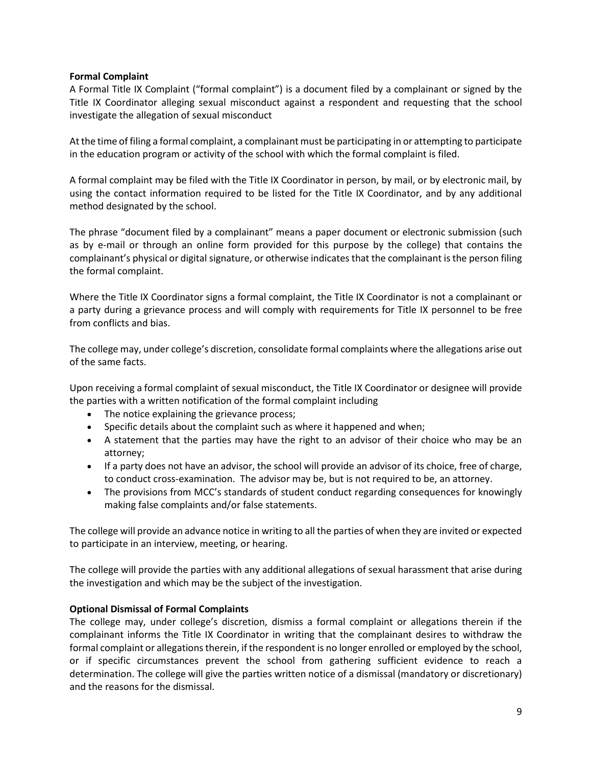**Formal Complaint**

A Formal Title IX Complaint ("formal complaint") is a document filed by a complainant or signed by the Title IX Coordinator alleging sexual misconduct against a respondent and requesting that the school investigate the allegation of sexual misconduct

At the time of filing a formal complaint, a complainant must be participating in or attempting to participate in the education program or activity of the school with which the formal complaint is filed.

A formal complaint may be filed with the Title IX Coordinator in person, by mail, or by electronic mail, by using the contact information required to be listed for the Title IX Coordinator, and by any additional method designated by the school.

The phrase "document filed by a complainant" means a paper document or electronic submission (such as by e-mail or through an online form provided for this purpose by the college) that contains the complainant's physical or digital signature, or otherwise indicates that the complainant is the person filing the formal complaint.

Where the Title IX Coordinator signs a formal complaint, the Title IX Coordinator is not a complainant or a party during a grievance process and will comply with requirements for Title IX personnel to be free from conflicts and bias.

The college may, under college's discretion, consolidate formal complaints where the allegations arise out of the same facts.

Upon receiving a formal complaint of sexual misconduct, the Title IX Coordinator or designee will provide the parties with a written notification of the formal complaint including

- The notice explaining the grievance process;
- Specific details about the complaint such as where it happened and when;
- A statement that the parties may have the right to an advisor of their choice who may be an attorney;
- If a party does not have an advisor, the school will provide an advisor of its choice, free of charge, to conduct cross-examination. The advisor may be, but is not required to be, an attorney.
- The provisions from MCC's standards of student conduct regarding consequences for knowingly making false complaints and/or false statements.

The college will provide an advance notice in writing to all the parties of when they are invited or expected to participate in an interview, meeting, or hearing.

The college will provide the parties with any additional allegations of sexual harassment that arise during the investigation and which may be the subject of the investigation.

**Optional Dismissal of Formal Complaints**

The college may, under college's discretion, dismiss a formal complaint or allegations therein if the complainant informs the Title IX Coordinator in writing that the complainant desires to withdraw the formal complaint or allegations therein, if the respondent is no longer enrolled or employed by the school, or if specific circumstances prevent the school from gathering sufficient evidence to reach a determination. The college will give the parties written notice of a dismissal (mandatory or discretionary) and the reasons for the dismissal.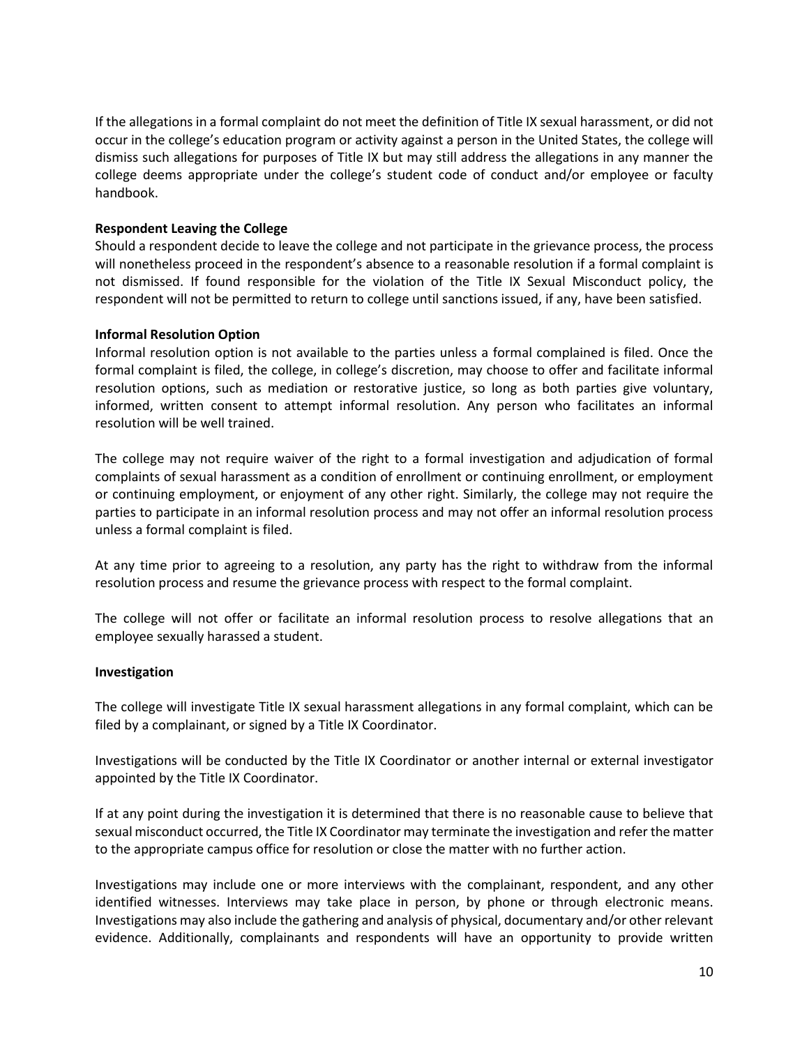If the allegations in a formal complaint do not meet the definition of Title IX sexual harassment, or did not occur in the college's education program or activity against a person in the United States, the college will dismiss such allegations for purposes of Title IX but may still address the allegations in any manner the college deems appropriate under the college's student code of conduct and/or employee or faculty handbook.

**Respondent Leaving the College**
Should a respondent decide to leave the college and not participate in the grievance process, the process will nonetheless proceed in the respondent's absence to a reasonable resolution if a formal complaint is not dismissed. If found responsible for the violation of the Title IX Sexual Misconduct policy, the respondent will not be permitted to return to college until sanctions issued, if any, have been satisfied.

**Informal Resolution Option**
Informal resolution option is not available to the parties unless a formal complained is filed. Once the formal complaint is filed, the college, in college's discretion, may choose to offer and facilitate informal resolution options, such as mediation or restorative justice, so long as both parties give voluntary, informed, written consent to attempt informal resolution. Any person who facilitates an informal resolution will be well trained.

The college may not require waiver of the right to a formal investigation and adjudication of formal complaints of sexual harassment as a condition of enrollment or continuing enrollment, or employment or continuing employment, or enjoyment of any other right. Similarly, the college may not require the parties to participate in an informal resolution process and may not offer an informal resolution process unless a formal complaint is filed.

At any time prior to agreeing to a resolution, any party has the right to withdraw from the informal resolution process and resume the grievance process with respect to the formal complaint.

The college will not offer or facilitate an informal resolution process to resolve allegations that an employee sexually harassed a student.

**Investigation**

The college will investigate Title IX sexual harassment allegations in any formal complaint, which can be filed by a complainant, or signed by a Title IX Coordinator.

Investigations will be conducted by the Title IX Coordinator or another internal or external investigator appointed by the Title IX Coordinator.

If at any point during the investigation it is determined that there is no reasonable cause to believe that sexual misconduct occurred, the Title IX Coordinator may terminate the investigation and refer the matter to the appropriate campus office for resolution or close the matter with no further action.

Investigations may include one or more interviews with the complainant, respondent, and any other identified witnesses. Interviews may take place in person, by phone or through electronic means. Investigations may also include the gathering and analysis of physical, documentary and/or other relevant evidence. Additionally, complainants and respondents will have an opportunity to provide written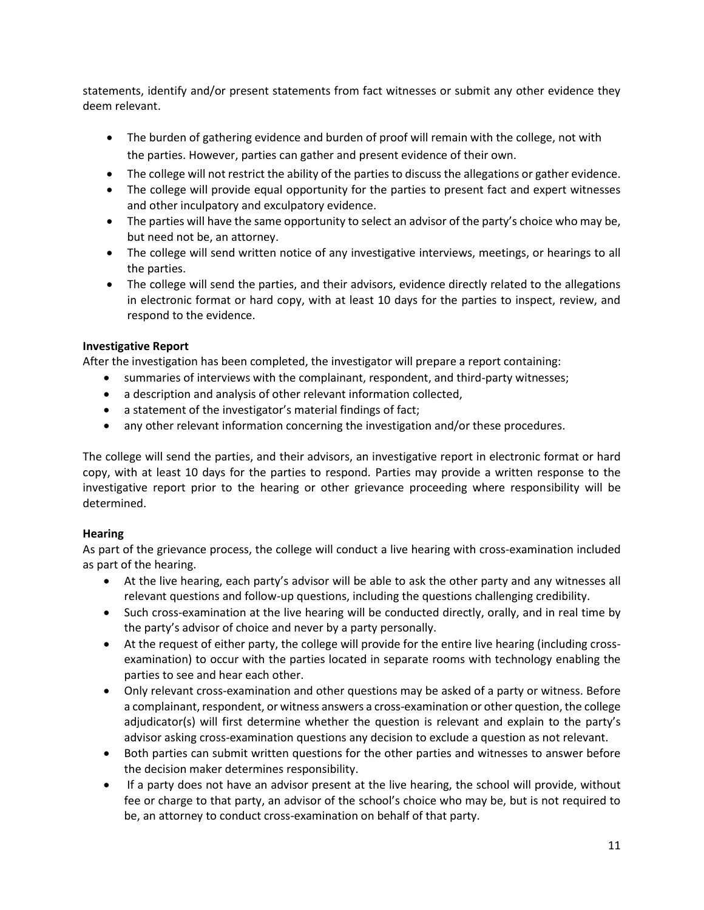statements, identify and/or present statements from fact witnesses or submit any other evidence they deem relevant.

- The burden of gathering evidence and burden of proof will remain with the college, not with the parties. However, parties can gather and present evidence of their own.
- The college will not restrict the ability of the parties to discuss the allegations or gather evidence.
- The college will provide equal opportunity for the parties to present fact and expert witnesses and other inculpatory and exculpatory evidence.
- The parties will have the same opportunity to select an advisor of the party's choice who may be, but need not be, an attorney.
- The college will send written notice of any investigative interviews, meetings, or hearings to all the parties.
- The college will send the parties, and their advisors, evidence directly related to the allegations in electronic format or hard copy, with at least 10 days for the parties to inspect, review, and respond to the evidence.

**Investigative Report**

After the investigation has been completed, the investigator will prepare a report containing:

- summaries of interviews with the complainant, respondent, and third-party witnesses;
- a description and analysis of other relevant information collected,
- a statement of the investigator's material findings of fact;
- any other relevant information concerning the investigation and/or these procedures.

The college will send the parties, and their advisors, an investigative report in electronic format or hard copy, with at least 10 days for the parties to respond. Parties may provide a written response to the investigative report prior to the hearing or other grievance proceeding where responsibility will be determined.

**Hearing**

As part of the grievance process, the college will conduct a live hearing with cross-examination included as part of the hearing.

- At the live hearing, each party's advisor will be able to ask the other party and any witnesses all relevant questions and follow-up questions, including the questions challenging credibility.
- Such cross-examination at the live hearing will be conducted directly, orally, and in real time by the party's advisor of choice and never by a party personally.
- At the request of either party, the college will provide for the entire live hearing (including cross-examination) to occur with the parties located in separate rooms with technology enabling the parties to see and hear each other.
- Only relevant cross-examination and other questions may be asked of a party or witness. Before a complainant, respondent, or witness answers a cross-examination or other question, the college adjudicator(s) will first determine whether the question is relevant and explain to the party's advisor asking cross-examination questions any decision to exclude a question as not relevant.
- Both parties can submit written questions for the other parties and witnesses to answer before the decision maker determines responsibility.
- If a party does not have an advisor present at the live hearing, the school will provide, without fee or charge to that party, an advisor of the school's choice who may be, but is not required to be, an attorney to conduct cross-examination on behalf of that party.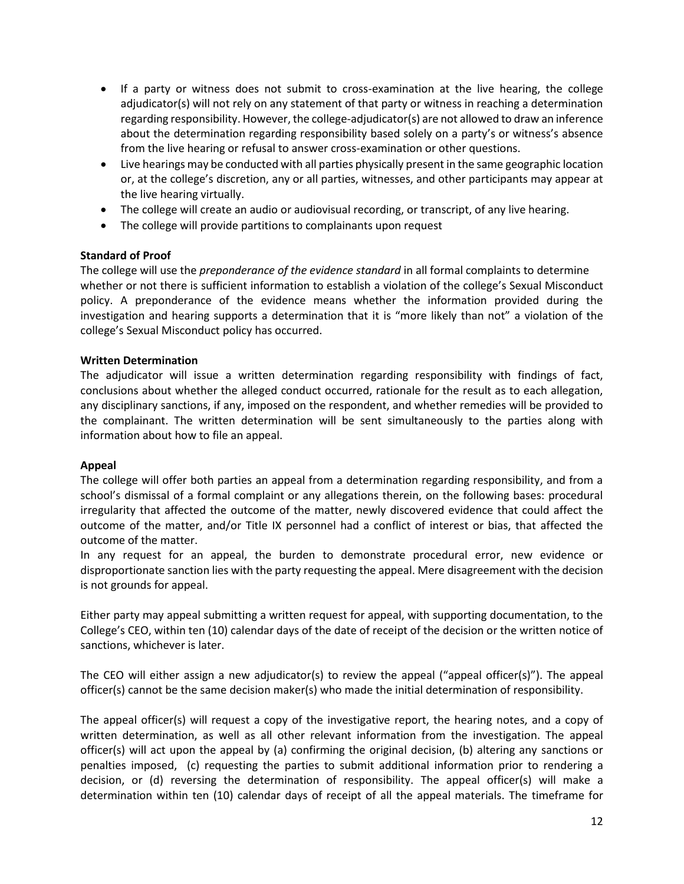- If a party or witness does not submit to cross-examination at the live hearing, the college adjudicator(s) will not rely on any statement of that party or witness in reaching a determination regarding responsibility. However, the college-adjudicator(s) are not allowed to draw an inference about the determination regarding responsibility based solely on a party's or witness's absence from the live hearing or refusal to answer cross-examination or other questions.
- Live hearings may be conducted with all parties physically present in the same geographic location or, at the college's discretion, any or all parties, witnesses, and other participants may appear at the live hearing virtually.
- The college will create an audio or audiovisual recording, or transcript, of any live hearing.
- The college will provide partitions to complainants upon request

**Standard of Proof**

The college will use the *preponderance of the evidence standard* in all formal complaints to determine whether or not there is sufficient information to establish a violation of the college's Sexual Misconduct policy. A preponderance of the evidence means whether the information provided during the investigation and hearing supports a determination that it is "more likely than not" a violation of the college's Sexual Misconduct policy has occurred.

**Written Determination**

The adjudicator will issue a written determination regarding responsibility with findings of fact, conclusions about whether the alleged conduct occurred, rationale for the result as to each allegation, any disciplinary sanctions, if any, imposed on the respondent, and whether remedies will be provided to the complainant. The written determination will be sent simultaneously to the parties along with information about how to file an appeal.

**Appeal**

The college will offer both parties an appeal from a determination regarding responsibility, and from a school's dismissal of a formal complaint or any allegations therein, on the following bases: procedural irregularity that affected the outcome of the matter, newly discovered evidence that could affect the outcome of the matter, and/or Title IX personnel had a conflict of interest or bias, that affected the outcome of the matter.

In any request for an appeal, the burden to demonstrate procedural error, new evidence or disproportionate sanction lies with the party requesting the appeal. Mere disagreement with the decision is not grounds for appeal.

Either party may appeal submitting a written request for appeal, with supporting documentation, to the College's CEO, within ten (10) calendar days of the date of receipt of the decision or the written notice of sanctions, whichever is later.

The CEO will either assign a new adjudicator(s) to review the appeal ("appeal officer(s)"). The appeal officer(s) cannot be the same decision maker(s) who made the initial determination of responsibility.

The appeal officer(s) will request a copy of the investigative report, the hearing notes, and a copy of written determination, as well as all other relevant information from the investigation. The appeal officer(s) will act upon the appeal by (a) confirming the original decision, (b) altering any sanctions or penalties imposed, (c) requesting the parties to submit additional information prior to rendering a decision, or (d) reversing the determination of responsibility. The appeal officer(s) will make a determination within ten (10) calendar days of receipt of all the appeal materials. The timeframe for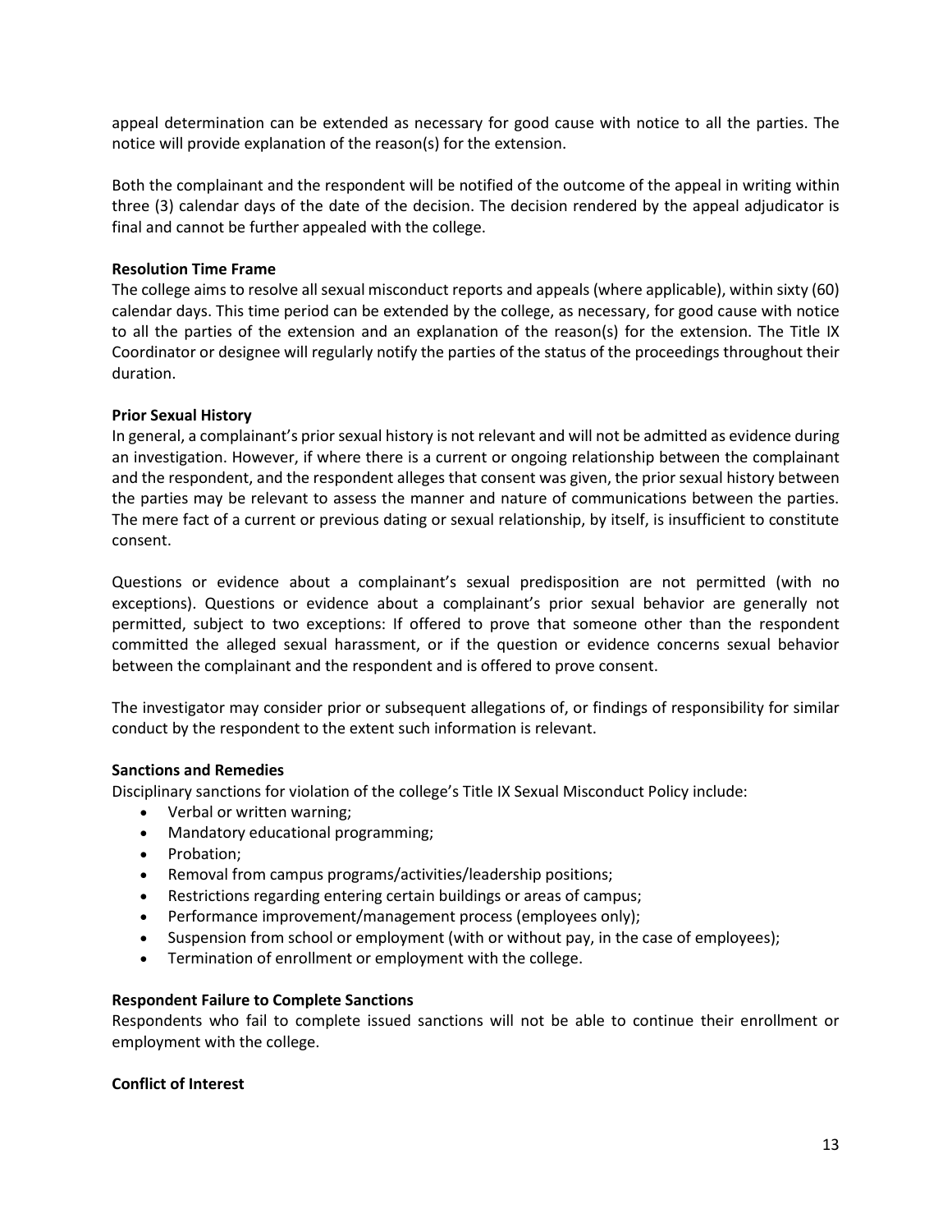appeal determination can be extended as necessary for good cause with notice to all the parties. The notice will provide explanation of the reason(s) for the extension.

Both the complainant and the respondent will be notified of the outcome of the appeal in writing within three (3) calendar days of the date of the decision. The decision rendered by the appeal adjudicator is final and cannot be further appealed with the college.

**Resolution Time Frame**

The college aims to resolve all sexual misconduct reports and appeals (where applicable), within sixty (60) calendar days. This time period can be extended by the college, as necessary, for good cause with notice to all the parties of the extension and an explanation of the reason(s) for the extension. The Title IX Coordinator or designee will regularly notify the parties of the status of the proceedings throughout their duration.

**Prior Sexual History**

In general, a complainant's prior sexual history is not relevant and will not be admitted as evidence during an investigation. However, if where there is a current or ongoing relationship between the complainant and the respondent, and the respondent alleges that consent was given, the prior sexual history between the parties may be relevant to assess the manner and nature of communications between the parties. The mere fact of a current or previous dating or sexual relationship, by itself, is insufficient to constitute consent.

Questions or evidence about a complainant's sexual predisposition are not permitted (with no exceptions). Questions or evidence about a complainant's prior sexual behavior are generally not permitted, subject to two exceptions: If offered to prove that someone other than the respondent committed the alleged sexual harassment, or if the question or evidence concerns sexual behavior between the complainant and the respondent and is offered to prove consent.

The investigator may consider prior or subsequent allegations of, or findings of responsibility for similar conduct by the respondent to the extent such information is relevant.

**Sanctions and Remedies**

Disciplinary sanctions for violation of the college's Title IX Sexual Misconduct Policy include:

- Verbal or written warning;
- Mandatory educational programming;
- Probation;
- Removal from campus programs/activities/leadership positions;
- Restrictions regarding entering certain buildings or areas of campus;
- Performance improvement/management process (employees only);
- Suspension from school or employment (with or without pay, in the case of employees);
- Termination of enrollment or employment with the college.

**Respondent Failure to Complete Sanctions**

Respondents who fail to complete issued sanctions will not be able to continue their enrollment or employment with the college.

**Conflict of Interest**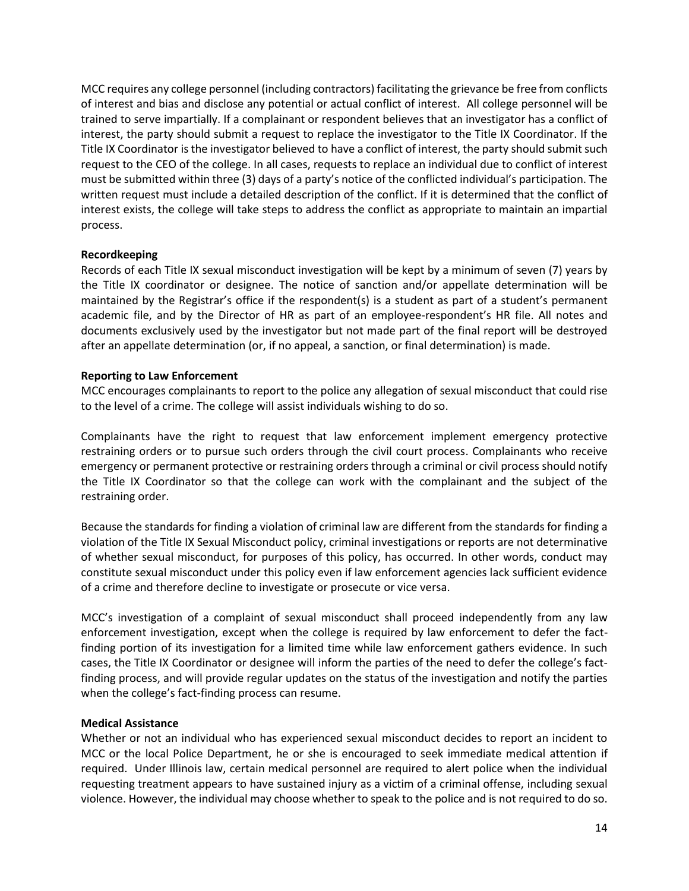MCC requires any college personnel (including contractors) facilitating the grievance be free from conflicts of interest and bias and disclose any potential or actual conflict of interest.  All college personnel will be trained to serve impartially. If a complainant or respondent believes that an investigator has a conflict of interest, the party should submit a request to replace the investigator to the Title IX Coordinator. If the Title IX Coordinator is the investigator believed to have a conflict of interest, the party should submit such request to the CEO of the college. In all cases, requests to replace an individual due to conflict of interest must be submitted within three (3) days of a party's notice of the conflicted individual's participation. The written request must include a detailed description of the conflict. If it is determined that the conflict of interest exists, the college will take steps to address the conflict as appropriate to maintain an impartial process.

**Recordkeeping**

Records of each Title IX sexual misconduct investigation will be kept by a minimum of seven (7) years by the Title IX coordinator or designee. The notice of sanction and/or appellate determination will be maintained by the Registrar's office if the respondent(s) is a student as part of a student's permanent academic file, and by the Director of HR as part of an employee-respondent's HR file. All notes and documents exclusively used by the investigator but not made part of the final report will be destroyed after an appellate determination (or, if no appeal, a sanction, or final determination) is made.

**Reporting to Law Enforcement**

MCC encourages complainants to report to the police any allegation of sexual misconduct that could rise to the level of a crime. The college will assist individuals wishing to do so.

Complainants have the right to request that law enforcement implement emergency protective restraining orders or to pursue such orders through the civil court process. Complainants who receive emergency or permanent protective or restraining orders through a criminal or civil process should notify the Title IX Coordinator so that the college can work with the complainant and the subject of the restraining order.

Because the standards for finding a violation of criminal law are different from the standards for finding a violation of the Title IX Sexual Misconduct policy, criminal investigations or reports are not determinative of whether sexual misconduct, for purposes of this policy, has occurred. In other words, conduct may constitute sexual misconduct under this policy even if law enforcement agencies lack sufficient evidence of a crime and therefore decline to investigate or prosecute or vice versa.

MCC's investigation of a complaint of sexual misconduct shall proceed independently from any law enforcement investigation, except when the college is required by law enforcement to defer the fact-finding portion of its investigation for a limited time while law enforcement gathers evidence. In such cases, the Title IX Coordinator or designee will inform the parties of the need to defer the college's fact-finding process, and will provide regular updates on the status of the investigation and notify the parties when the college's fact-finding process can resume.

**Medical Assistance**

Whether or not an individual who has experienced sexual misconduct decides to report an incident to MCC or the local Police Department, he or she is encouraged to seek immediate medical attention if required.  Under Illinois law, certain medical personnel are required to alert police when the individual requesting treatment appears to have sustained injury as a victim of a criminal offense, including sexual violence. However, the individual may choose whether to speak to the police and is not required to do so.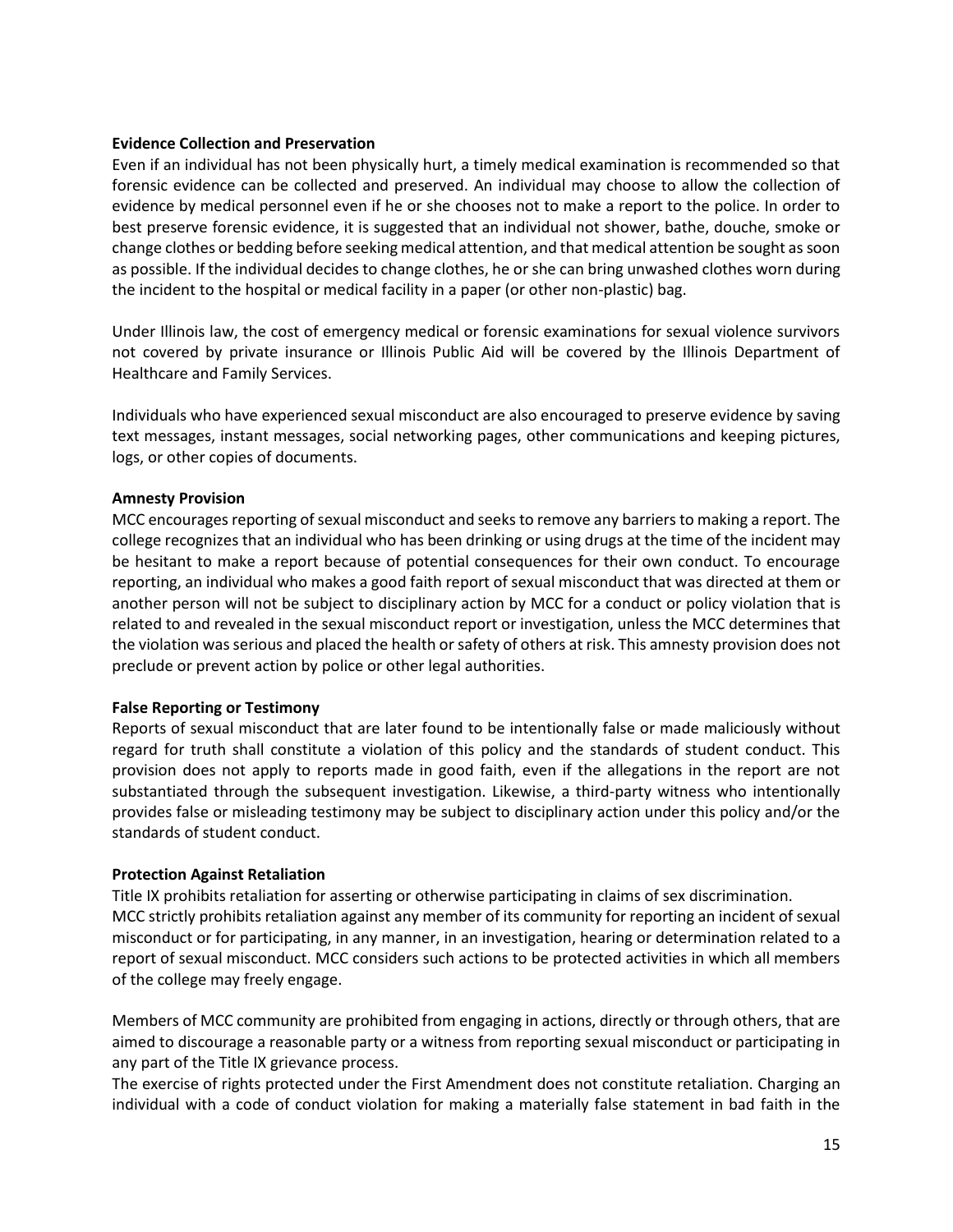**Evidence Collection and Preservation**

Even if an individual has not been physically hurt, a timely medical examination is recommended so that forensic evidence can be collected and preserved. An individual may choose to allow the collection of evidence by medical personnel even if he or she chooses not to make a report to the police. In order to best preserve forensic evidence, it is suggested that an individual not shower, bathe, douche, smoke or change clothes or bedding before seeking medical attention, and that medical attention be sought as soon as possible. If the individual decides to change clothes, he or she can bring unwashed clothes worn during the incident to the hospital or medical facility in a paper (or other non-plastic) bag.

Under Illinois law, the cost of emergency medical or forensic examinations for sexual violence survivors not covered by private insurance or Illinois Public Aid will be covered by the Illinois Department of Healthcare and Family Services.

Individuals who have experienced sexual misconduct are also encouraged to preserve evidence by saving text messages, instant messages, social networking pages, other communications and keeping pictures, logs, or other copies of documents.

**Amnesty Provision**

MCC encourages reporting of sexual misconduct and seeks to remove any barriers to making a report. The college recognizes that an individual who has been drinking or using drugs at the time of the incident may be hesitant to make a report because of potential consequences for their own conduct. To encourage reporting, an individual who makes a good faith report of sexual misconduct that was directed at them or another person will not be subject to disciplinary action by MCC for a conduct or policy violation that is related to and revealed in the sexual misconduct report or investigation, unless the MCC determines that the violation was serious and placed the health or safety of others at risk. This amnesty provision does not preclude or prevent action by police or other legal authorities.

**False Reporting or Testimony**

Reports of sexual misconduct that are later found to be intentionally false or made maliciously without regard for truth shall constitute a violation of this policy and the standards of student conduct. This provision does not apply to reports made in good faith, even if the allegations in the report are not substantiated through the subsequent investigation. Likewise, a third-party witness who intentionally provides false or misleading testimony may be subject to disciplinary action under this policy and/or the standards of student conduct.

**Protection Against Retaliation**

Title IX prohibits retaliation for asserting or otherwise participating in claims of sex discrimination.
MCC strictly prohibits retaliation against any member of its community for reporting an incident of sexual misconduct or for participating, in any manner, in an investigation, hearing or determination related to a report of sexual misconduct. MCC considers such actions to be protected activities in which all members of the college may freely engage.

Members of MCC community are prohibited from engaging in actions, directly or through others, that are aimed to discourage a reasonable party or a witness from reporting sexual misconduct or participating in any part of the Title IX grievance process.
The exercise of rights protected under the First Amendment does not constitute retaliation. Charging an individual with a code of conduct violation for making a materially false statement in bad faith in the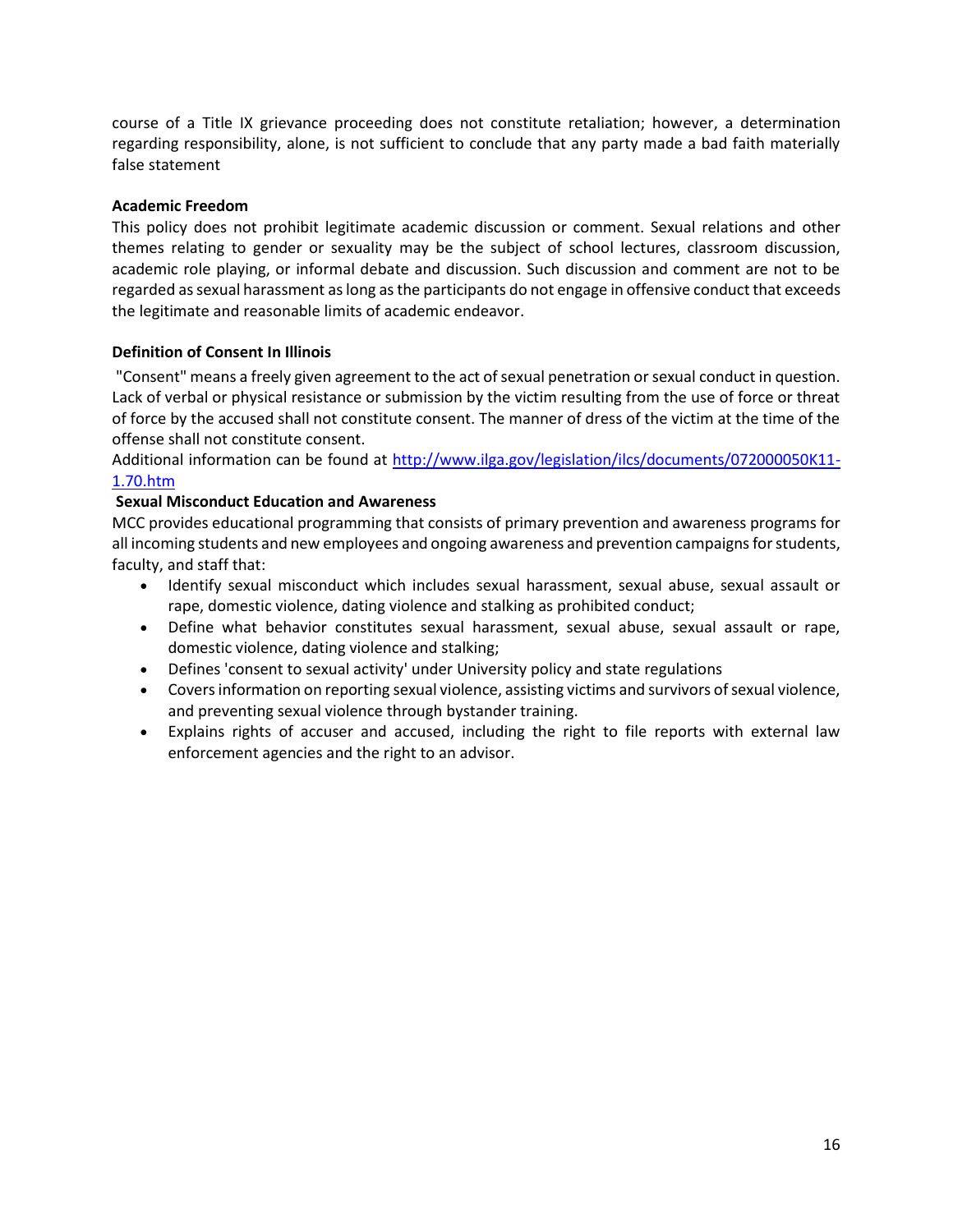course of a Title IX grievance proceeding does not constitute retaliation; however, a determination regarding responsibility, alone, is not sufficient to conclude that any party made a bad faith materially false statement

**Academic Freedom**

This policy does not prohibit legitimate academic discussion or comment. Sexual relations and other themes relating to gender or sexuality may be the subject of school lectures, classroom discussion, academic role playing, or informal debate and discussion. Such discussion and comment are not to be regarded as sexual harassment as long as the participants do not engage in offensive conduct that exceeds the legitimate and reasonable limits of academic endeavor.

**Definition of Consent In Illinois**

"Consent" means a freely given agreement to the act of sexual penetration or sexual conduct in question. Lack of verbal or physical resistance or submission by the victim resulting from the use of force or threat of force by the accused shall not constitute consent. The manner of dress of the victim at the time of the offense shall not constitute consent.

Additional information can be found at [http://www.ilga.gov/legislation/ilcs/documents/072000050K11-1.70.htm](http://www.ilga.gov/legislation/ilcs/documents/072000050K11-1.70.htm)

**Sexual Misconduct Education and Awareness**

MCC provides educational programming that consists of primary prevention and awareness programs for all incoming students and new employees and ongoing awareness and prevention campaigns for students, faculty, and staff that:

- Identify sexual misconduct which includes sexual harassment, sexual abuse, sexual assault or rape, domestic violence, dating violence and stalking as prohibited conduct;
- Define what behavior constitutes sexual harassment, sexual abuse, sexual assault or rape, domestic violence, dating violence and stalking;
- Defines 'consent to sexual activity' under University policy and state regulations
- Covers information on reporting sexual violence, assisting victims and survivors of sexual violence, and preventing sexual violence through bystander training.
- Explains rights of accuser and accused, including the right to file reports with external law enforcement agencies and the right to an advisor.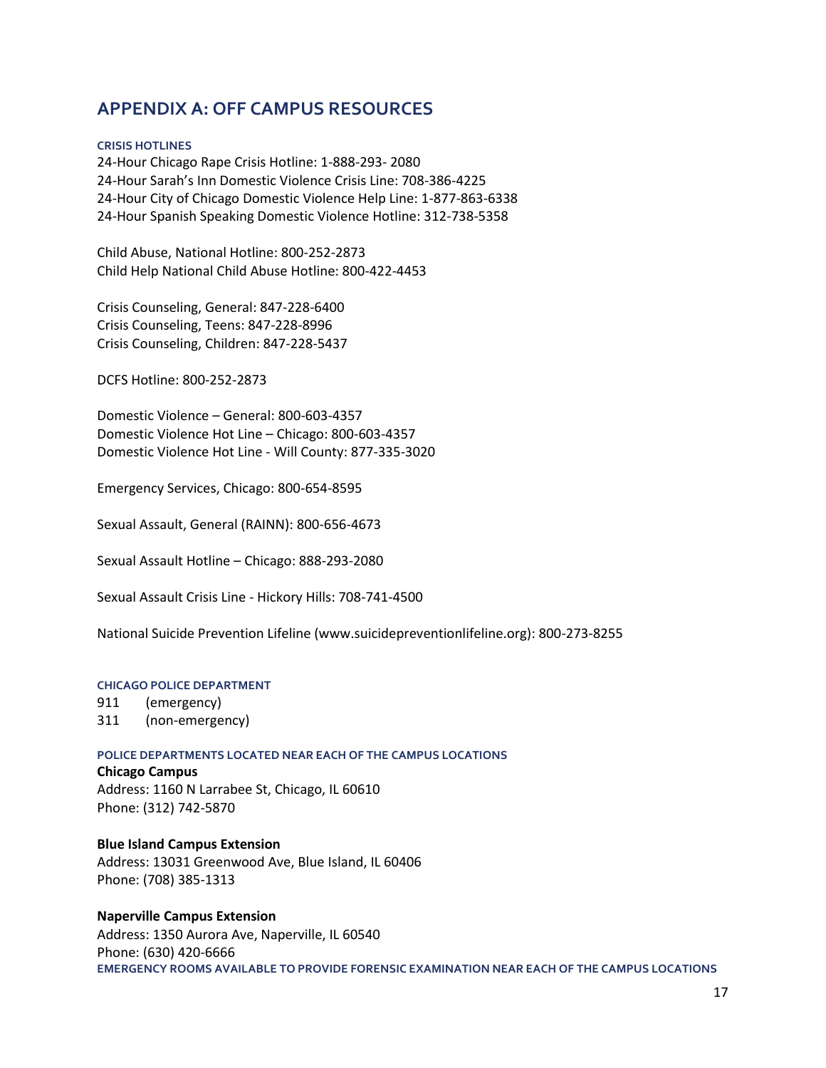## APPENDIX A: OFF CAMPUS RESOURCES

#### CRISIS HOTLINES

24-Hour Chicago Rape Crisis Hotline: 1-888-293- 2080
24-Hour Sarah's Inn Domestic Violence Crisis Line: 708-386-4225
24-Hour City of Chicago Domestic Violence Help Line: 1-877-863-6338
24-Hour Spanish Speaking Domestic Violence Hotline: 312-738-5358

Child Abuse, National Hotline: 800-252-2873
Child Help National Child Abuse Hotline: 800-422-4453

Crisis Counseling, General: 847-228-6400
Crisis Counseling, Teens: 847-228-8996
Crisis Counseling, Children: 847-228-5437

DCFS Hotline: 800-252-2873

Domestic Violence – General: 800-603-4357
Domestic Violence Hot Line – Chicago: 800-603-4357
Domestic Violence Hot Line - Will County: 877-335-3020

Emergency Services, Chicago: 800-654-8595

Sexual Assault, General (RAINN): 800-656-4673

Sexual Assault Hotline – Chicago: 888-293-2080

Sexual Assault Crisis Line - Hickory Hills: 708-741-4500

National Suicide Prevention Lifeline (www.suicidepreventionlifeline.org): 800-273-8255

#### CHICAGO POLICE DEPARTMENT

911 (emergency)
311 (non-emergency)

#### POLICE DEPARTMENTS LOCATED NEAR EACH OF THE CAMPUS LOCATIONS

**Chicago Campus**
Address: 1160 N Larrabee St, Chicago, IL 60610
Phone: (312) 742-5870

**Blue Island Campus Extension**
Address: 13031 Greenwood Ave, Blue Island, IL 60406
Phone: (708) 385-1313

**Naperville Campus Extension**
Address: 1350 Aurora Ave, Naperville, IL 60540
Phone: (630) 420-6666

#### EMERGENCY ROOMS AVAILABLE TO PROVIDE FORENSIC EXAMINATION NEAR EACH OF THE CAMPUS LOCATIONS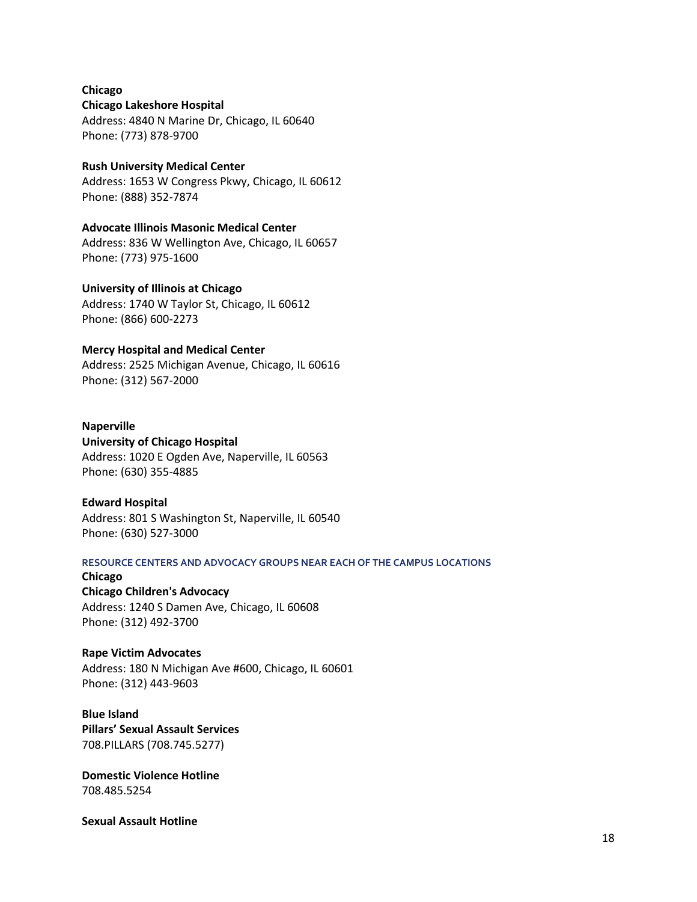**Chicago**

**Chicago Lakeshore Hospital**
Address: 4840 N Marine Dr, Chicago, IL 60640
Phone: (773) 878-9700

**Rush University Medical Center**
Address: 1653 W Congress Pkwy, Chicago, IL 60612
Phone: (888) 352-7874

**Advocate Illinois Masonic Medical Center**
Address: 836 W Wellington Ave, Chicago, IL 60657
Phone: (773) 975-1600

**University of Illinois at Chicago**
Address: 1740 W Taylor St, Chicago, IL 60612
Phone: (866) 600-2273

**Mercy Hospital and Medical Center**
Address: 2525 Michigan Avenue, Chicago, IL 60616
Phone: (312) 567-2000

**Naperville**

**University of Chicago Hospital**
Address: 1020 E Ogden Ave, Naperville, IL 60563
Phone: (630) 355-4885

**Edward Hospital**
Address: 801 S Washington St, Naperville, IL 60540
Phone: (630) 527-3000

### RESOURCE CENTERS AND ADVOCACY GROUPS NEAR EACH OF THE CAMPUS LOCATIONS

**Chicago**

**Chicago Children's Advocacy**
Address: 1240 S Damen Ave, Chicago, IL 60608
Phone: (312) 492-3700

**Rape Victim Advocates**
Address: 180 N Michigan Ave #600, Chicago, IL 60601
Phone: (312) 443-9603

**Blue Island**

**Pillars' Sexual Assault Services**
708.PILLARS (708.745.5277)

**Domestic Violence Hotline**
708.485.5254

**Sexual Assault Hotline**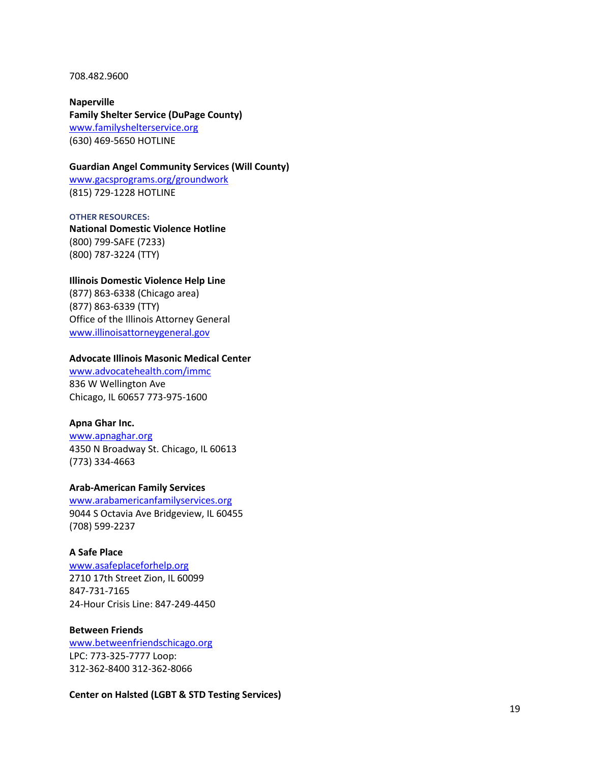708.482.9600

**Naperville**
**Family Shelter Service (DuPage County)**
www.familyshelterservice.org
(630) 469-5650 HOTLINE

**Guardian Angel Community Services (Will County)**
www.gacsprograms.org/groundwork
(815) 729-1228 HOTLINE

OTHER RESOURCES:

**National Domestic Violence Hotline**
(800) 799-SAFE (7233)
(800) 787-3224 (TTY)

**Illinois Domestic Violence Help Line**
(877) 863-6338 (Chicago area)
(877) 863-6339 (TTY)
Office of the Illinois Attorney General
www.illinoisattorneygeneral.gov

**Advocate Illinois Masonic Medical Center**
www.advocatehealth.com/immc
836 W Wellington Ave
Chicago, IL 60657 773-975-1600

**Apna Ghar Inc.**
www.apnaghar.org
4350 N Broadway St. Chicago, IL 60613
(773) 334-4663

**Arab-American Family Services**
www.arabamericanfamilyservices.org
9044 S Octavia Ave Bridgeview, IL 60455
(708) 599-2237

**A Safe Place**
www.asafeplaceforhelp.org
2710 17th Street Zion, IL 60099
847-731-7165
24-Hour Crisis Line: 847-249-4450

**Between Friends**
www.betweenfriendschicago.org
LPC: 773-325-7777 Loop:
312-362-8400 312-362-8066

**Center on Halsted (LGBT & STD Testing Services)**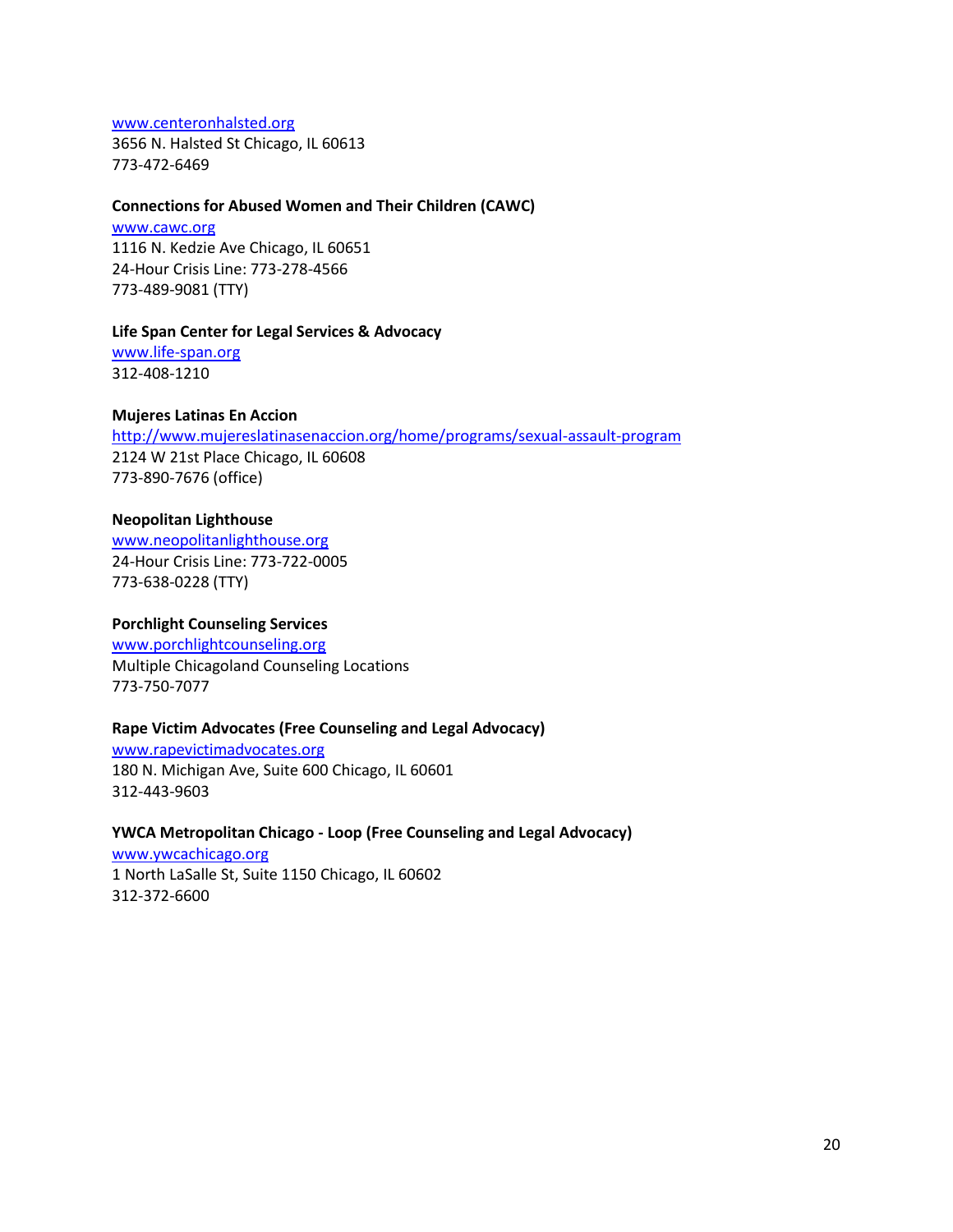www.centeronhalsted.org
3656 N. Halsted St Chicago, IL 60613
773-472-6469

**Connections for Abused Women and Their Children (CAWC)**
www.cawc.org
1116 N. Kedzie Ave Chicago, IL 60651
24-Hour Crisis Line: 773-278-4566
773-489-9081 (TTY)

**Life Span Center for Legal Services & Advocacy**
www.life-span.org
312-408-1210

**Mujeres Latinas En Accion**
http://www.mujereslatinasenaccion.org/home/programs/sexual-assault-program
2124 W 21st Place Chicago, IL 60608
773-890-7676 (office)

**Neopolitan Lighthouse**
www.neopolitanlighthouse.org
24-Hour Crisis Line: 773-722-0005
773-638-0228 (TTY)

**Porchlight Counseling Services**
www.porchlightcounseling.org
Multiple Chicagoland Counseling Locations
773-750-7077

**Rape Victim Advocates (Free Counseling and Legal Advocacy)**
www.rapevictimadvocates.org
180 N. Michigan Ave, Suite 600 Chicago, IL 60601
312-443-9603

**YWCA Metropolitan Chicago - Loop (Free Counseling and Legal Advocacy)**
www.ywcachicago.org
1 North LaSalle St, Suite 1150 Chicago, IL 60602
312-372-6600